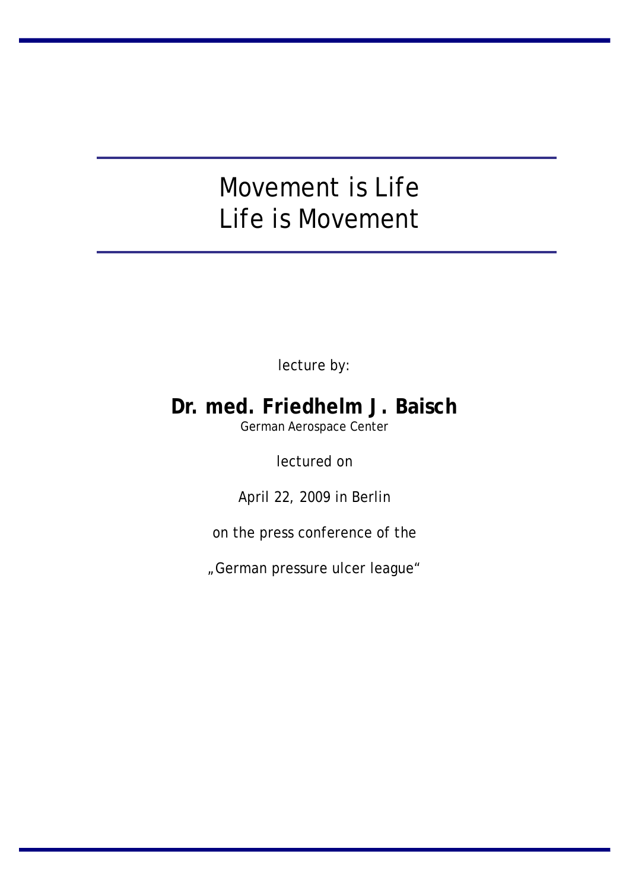# Movement is Life
# Life is Movement

lecture by:

**Dr. med. Friedhelm J. Baisch**

German Aerospace Center

lectured on

April 22, 2009 in Berlin

on the press conference of the

„German pressure ulcer league“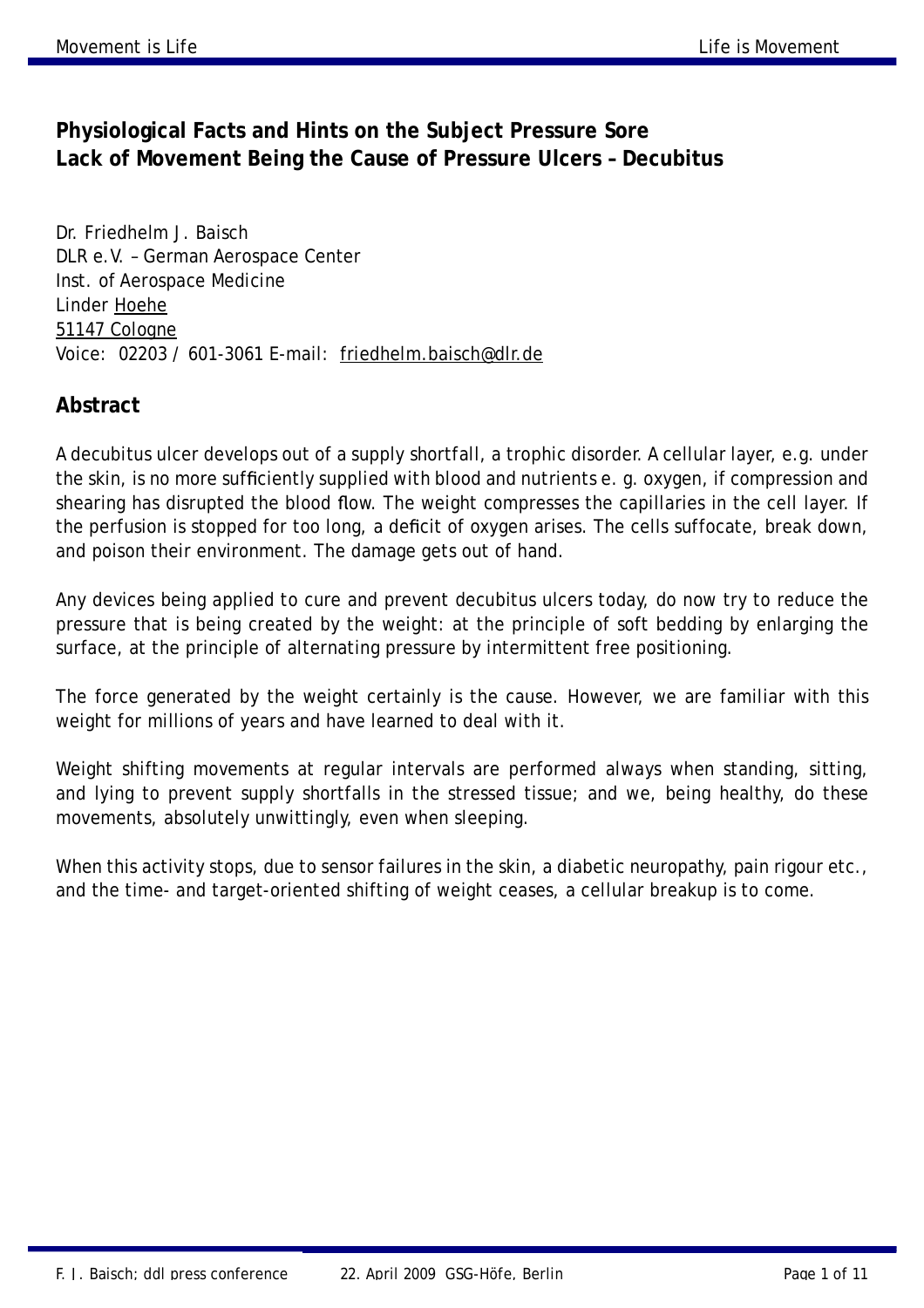**Physiological Facts and Hints on the Subject Pressure Sore**
**Lack of Movement Being the Cause of Pressure Ulcers – Decubitus**

Dr. Friedhelm J. Baisch
DLR e.V. – German Aerospace Center
Inst. of Aerospace Medicine
Linder Hoehe
51147 Cologne
Voice: 02203 / 601-3061 E-mail: friedhelm.baisch@dlr.de

## Abstract

A decubitus ulcer develops out of a supply shortfall, a trophic disorder. A cellular layer, e.g. under the skin, is no more sufficiently supplied with blood and nutrients e. g. oxygen, if compression and shearing has disrupted the blood flow. The weight compresses the capillaries in the cell layer. If the perfusion is stopped for too long, a deficit of oxygen arises. The cells suffocate, break down, and poison their environment. The damage gets out of hand.

Any devices being applied to cure and prevent decubitus ulcers today, do now try to reduce the pressure that is being created by the weight: at the principle of soft bedding by enlarging the surface, at the principle of alternating pressure by intermittent free positioning.

The force generated by the weight certainly is the cause. However, we are familiar with this weight for millions of years and have learned to deal with it.

Weight shifting movements at regular intervals are performed always when standing, sitting, and lying to prevent supply shortfalls in the stressed tissue; and we, being healthy, do these movements, absolutely unwittingly, even when sleeping.

When this activity stops, due to sensor failures in the skin, a diabetic neuropathy, pain rigour etc., and the time- and target-oriented shifting of weight ceases, a cellular breakup is to come.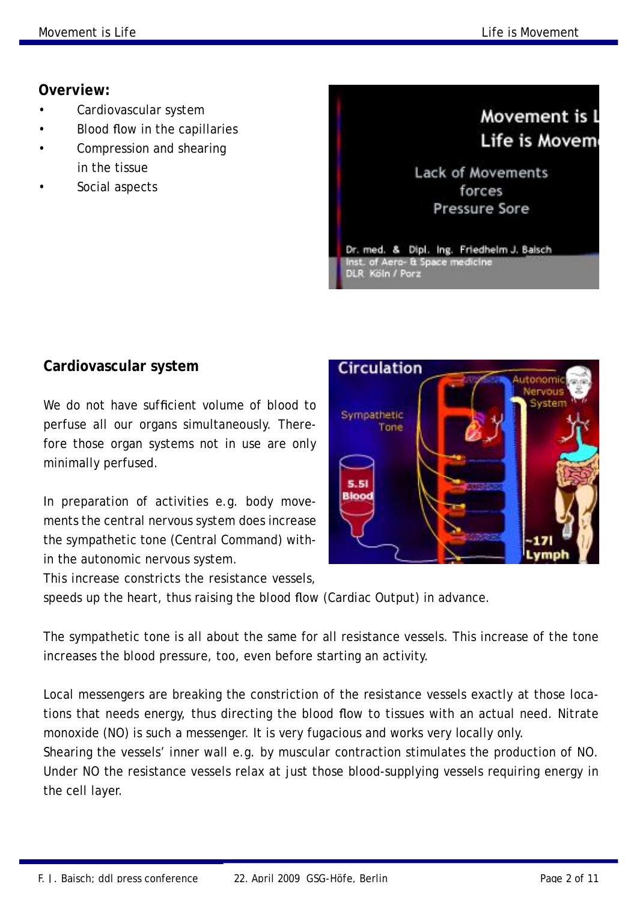**Overview:**

- Cardiovascular system
- Blood flow in the capillaries
- Compression and shearing in the tissue
- Social aspects

## Cardiovascular system

We do not have sufficient volume of blood to perfuse all our organs simultaneously. Therefore those organ systems not in use are only minimally perfused.

In preparation of activities e.g. body movements the central nervous system does increase the sympathetic tone (Central Command) within the autonomic nervous system.

This increase constricts the resistance vessels, speeds up the heart, thus raising the blood flow (Cardiac Output) in advance.

The sympathetic tone is all about the same for all resistance vessels. This increase of the tone increases the blood pressure, too, even before starting an activity.

Local messengers are breaking the constriction of the resistance vessels exactly at those locations that needs energy, thus directing the blood flow to tissues with an actual need. Nitrate monoxide (NO) is such a messenger. It is very fugacious and works very locally only.

Shearing the vessels' inner wall e.g. by muscular contraction stimulates the production of NO. Under NO the resistance vessels relax at just those blood-supplying vessels requiring energy in the cell layer.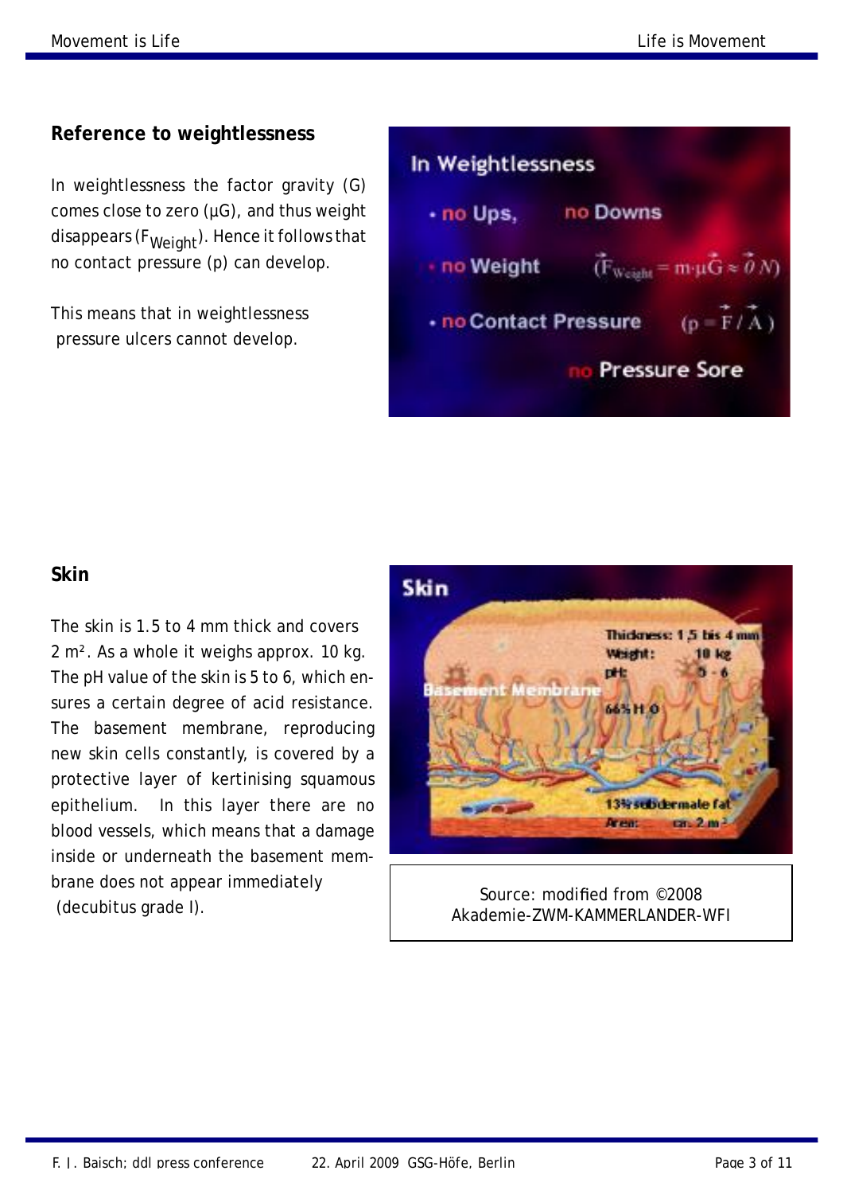## Reference to weightlessness

In weightlessness the factor gravity (G) comes close to zero (µG), and thus weight disappears ($F_{Weight}$). Hence it follows that no contact pressure (p) can develop.

This means that in weightlessness pressure ulcers cannot develop.

## Skin

The skin is 1.5 to 4 mm thick and covers 2 m². As a whole it weighs approx. 10 kg. The pH value of the skin is 5 to 6, which ensures a certain degree of acid resistance. The basement membrane, reproducing new skin cells constantly, is covered by a protective layer of kertinising squamous epithelium. In this layer there are no blood vessels, which means that a damage inside or underneath the basement membrane does not appear immediately (decubitus grade I).

Source: modified from ©2008 Akademie-ZWM-KAMMERLANDER-WFI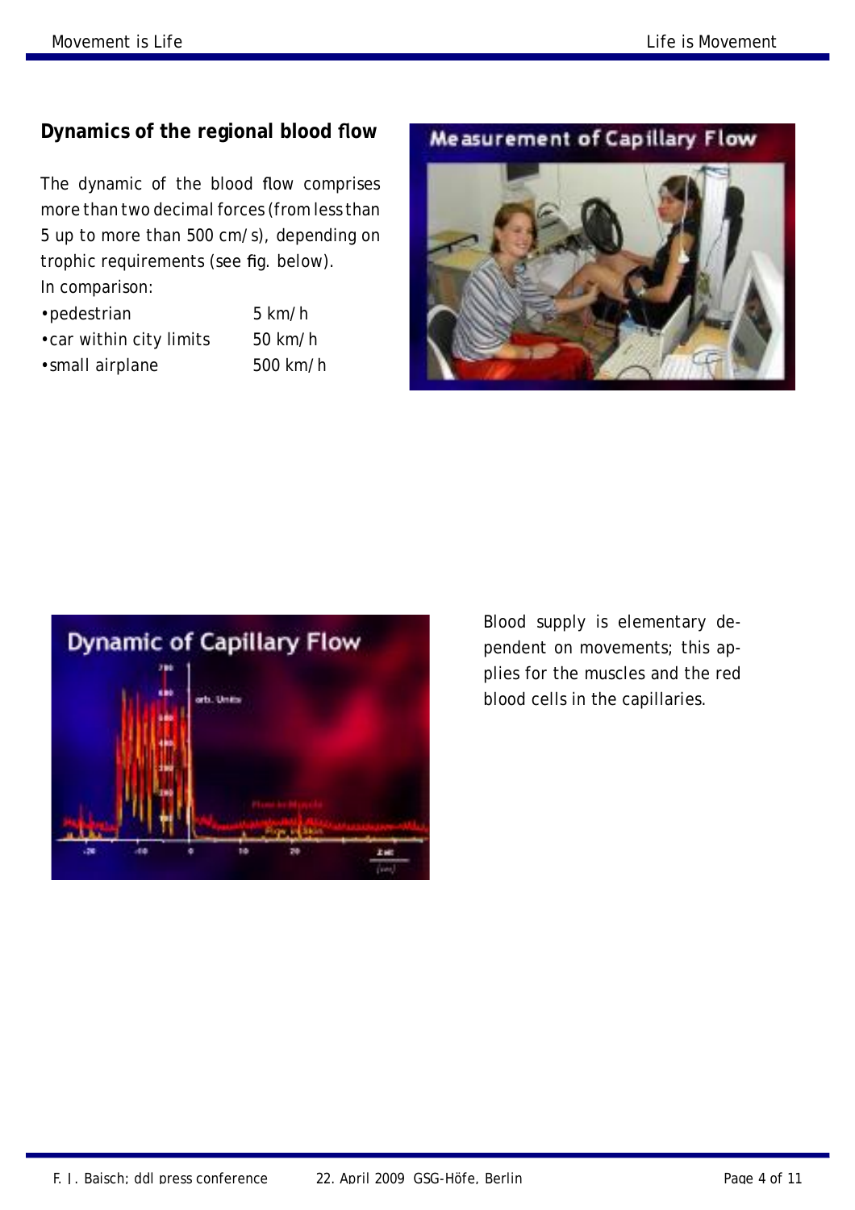## Dynamics of the regional blood flow

The dynamic of the blood flow comprises more than two decimal forces (from less than 5 up to more than 500 cm/s), depending on trophic requirements (see fig. below).

In comparison:

| | |
|---|---|
| •pedestrian | 5 km/h |
| •car within city limits | 50 km/h |
| •small airplane | 500 km/h |

Blood supply is elementary dependent on movements; this applies for the muscles and the red blood cells in the capillaries.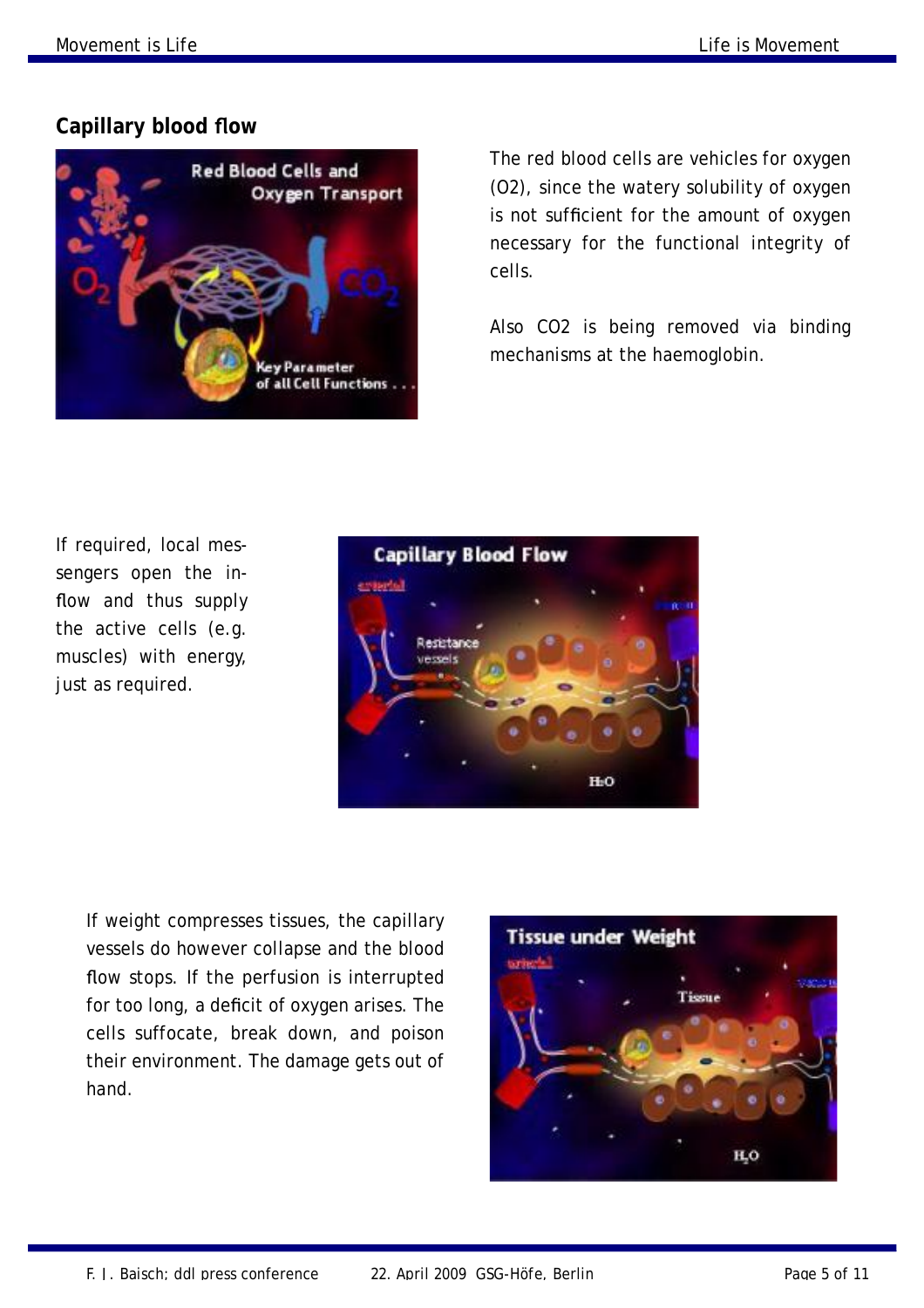## Capillary blood flow

The red blood cells are vehicles for oxygen ($O_2$), since the watery solubility of oxygen is not sufficient for the amount of oxygen necessary for the functional integrity of cells.

Also $CO_2$ is being removed via binding mechanisms at the haemoglobin.

If required, local messengers open the inflow and thus supply the active cells (e.g. muscles) with energy, just as required.

If weight compresses tissues, the capillary vessels do however collapse and the blood flow stops. If the perfusion is interrupted for too long, a deficit of oxygen arises. The cells suffocate, break down, and poison their environment. The damage gets out of hand.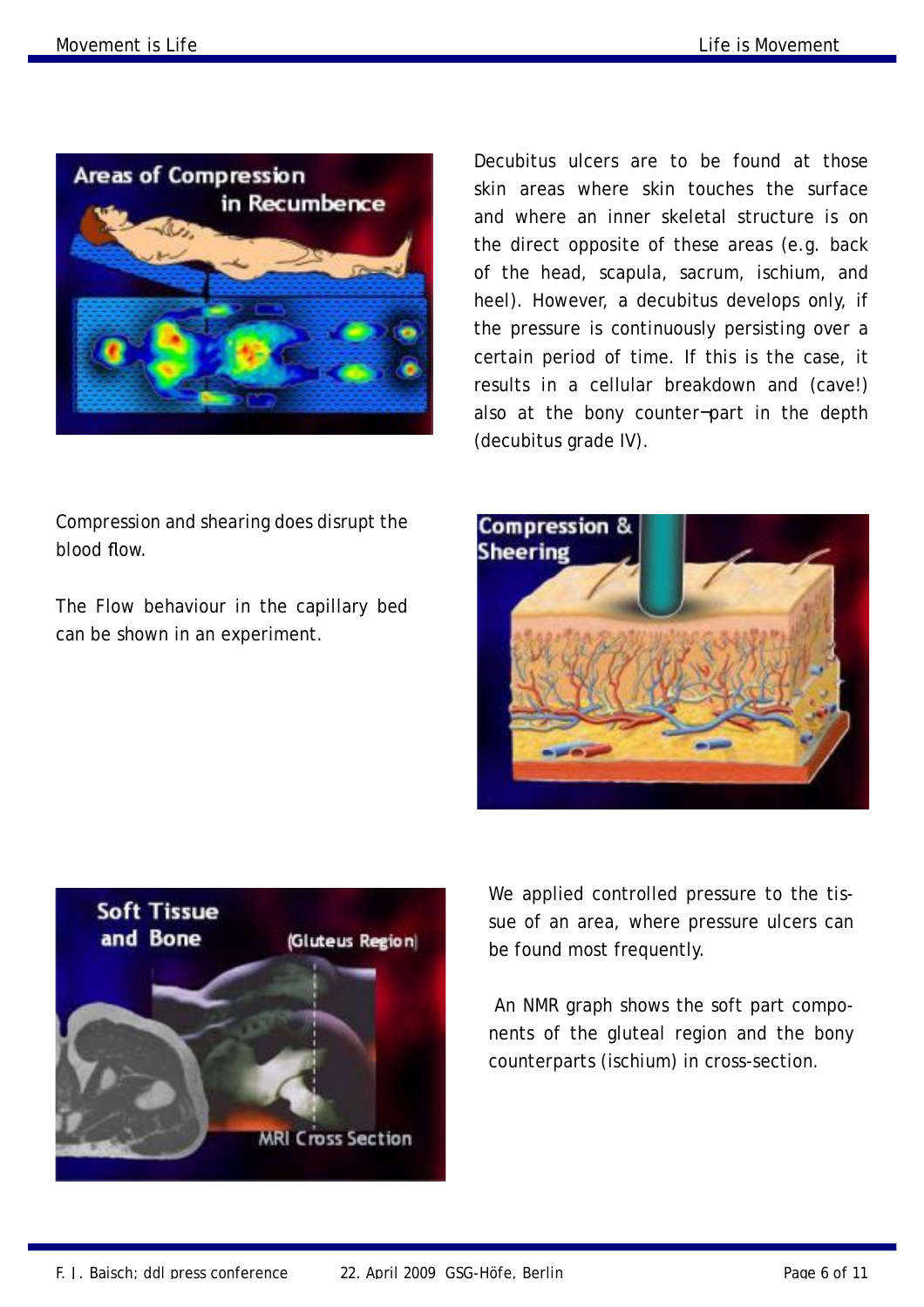Decubitus ulcers are to be found at those skin areas where skin touches the surface and where an inner skeletal structure is on the direct opposite of these areas (e.g. back of the head, scapula, sacrum, ischium, and heel). However, a decubitus develops only, if the pressure is continuously persisting over a certain period of time. If this is the case, it results in a cellular breakdown and (cave!) also at the bony counter¬part in the depth (decubitus grade IV).

Compression and shearing does disrupt the blood flow.

The Flow behaviour in the capillary bed can be shown in an experiment.

We applied controlled pressure to the tis-sue of an area, where pressure ulcers can be found most frequently.

An NMR graph shows the soft part compo-nents of the gluteal region and the bony counterparts (ischium) in cross-section.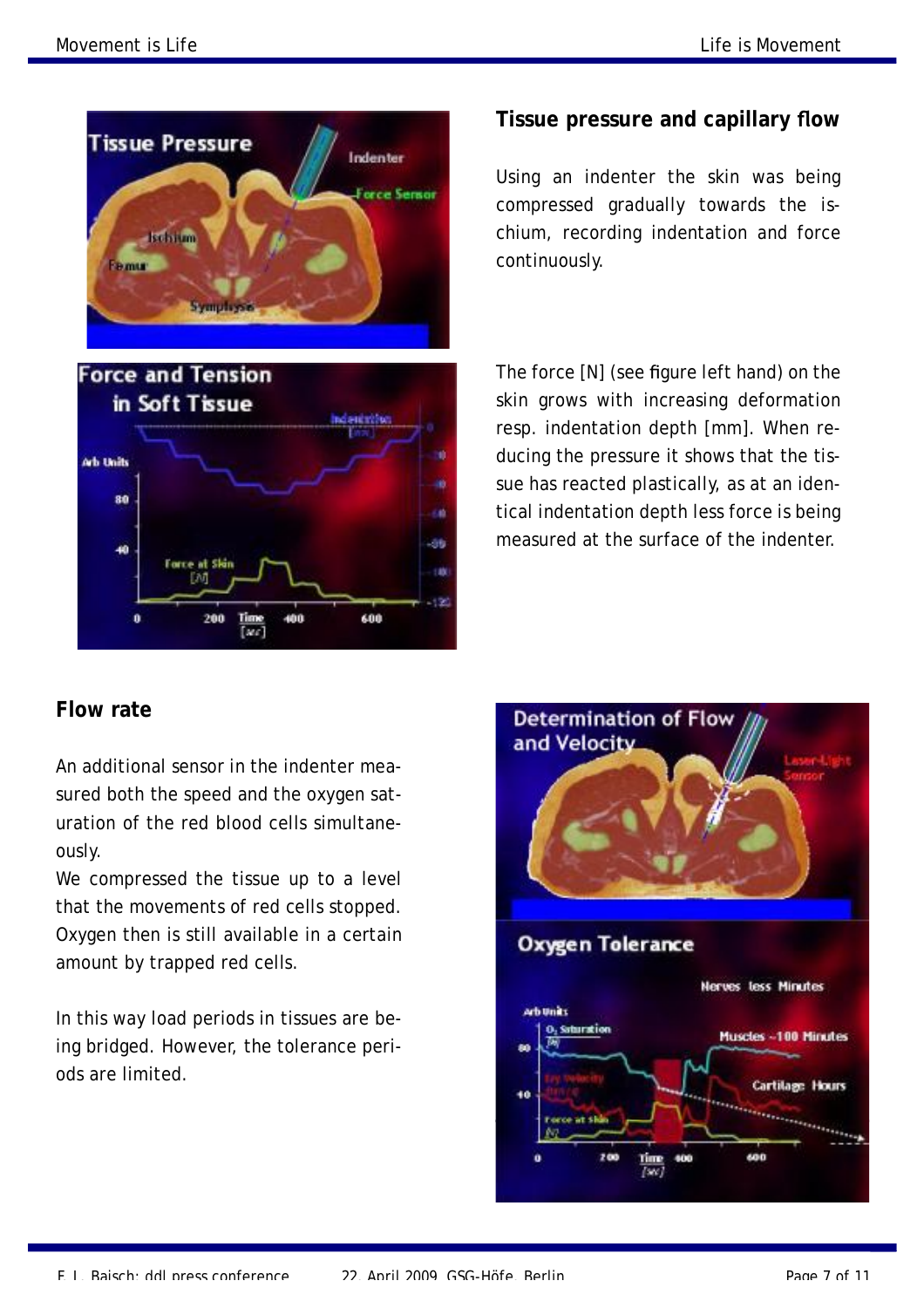## Tissue pressure and capillary flow

Using an indenter the skin was being compressed gradually towards the ischium, recording indentation and force continuously.

The force [N] (see figure left hand) on the skin grows with increasing deformation resp. indentation depth [mm]. When reducing the pressure it shows that the tissue has reacted plastically, as at an identical indentation depth less force is being measured at the surface of the indenter.

## Flow rate

An additional sensor in the indenter measured both the speed and the oxygen saturation of the red blood cells simultaneously.

We compressed the tissue up to a level that the movements of red cells stopped. Oxygen then is still available in a certain amount by trapped red cells.

In this way load periods in tissues are being bridged. However, the tolerance periods are limited.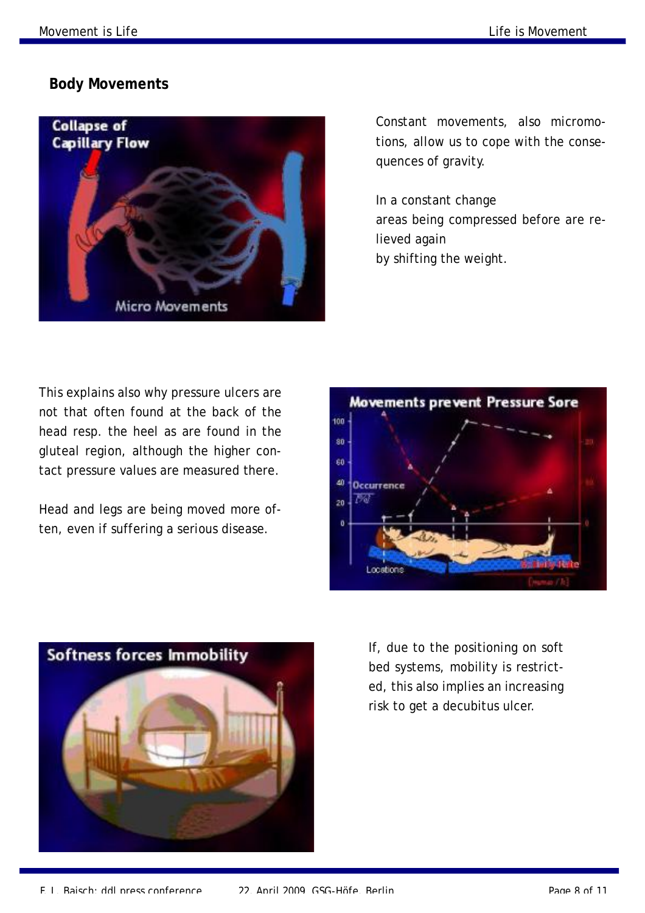## Body Movements

Constant movements, also micromotions, allow us to cope with the consequences of gravity.

In a constant change
areas being compressed before are relieved again
by shifting the weight.

This explains also why pressure ulcers are not that often found at the back of the head resp. the heel as are found in the gluteal region, although the higher contact pressure values are measured there.

Head and legs are being moved more often, even if suffering a serious disease.

If, due to the positioning on soft bed systems, mobility is restricted, this also implies an increasing risk to get a decubitus ulcer.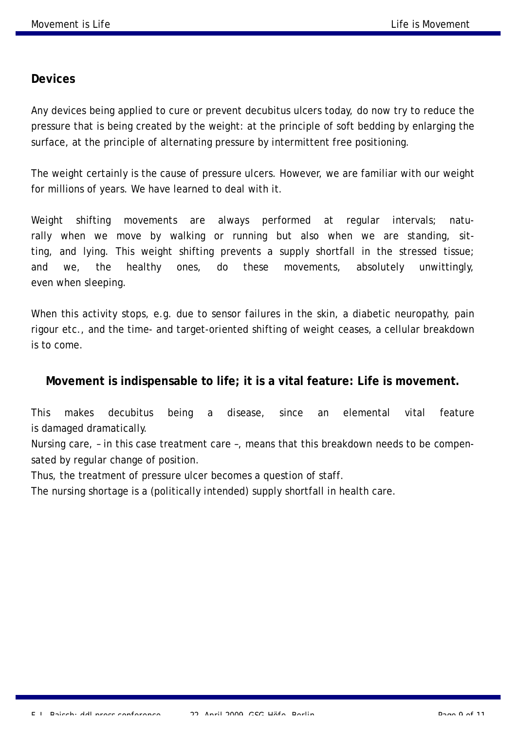## Devices

Any devices being applied to cure or prevent decubitus ulcers today, do now try to reduce the pressure that is being created by the weight: at the principle of soft bedding by enlarging the surface, at the principle of alternating pressure by intermittent free positioning.

The weight certainly is the cause of pressure ulcers. However, we are familiar with our weight for millions of years. We have learned to deal with it.

Weight shifting movements are always performed at regular intervals; naturally when we move by walking or running but also when we are standing, sitting, and lying. This weight shifting prevents a supply shortfall in the stressed tissue; and we, the healthy ones, do these movements, absolutely unwittingly, even when sleeping.

When this activity stops, e.g. due to sensor failures in the skin, a diabetic neuropathy, pain rigour etc., and the time- and target-oriented shifting of weight ceases, a cellular breakdown is to come.

**Movement is indispensable to life; it is a vital feature: Life is movement.**

This makes decubitus being a disease, since an elemental vital feature is damaged dramatically.

Nursing care, – in this case treatment care –, means that this breakdown needs to be compensated by regular change of position.

Thus, the treatment of pressure ulcer becomes a question of staff.

The nursing shortage is a (politically intended) supply shortfall in health care.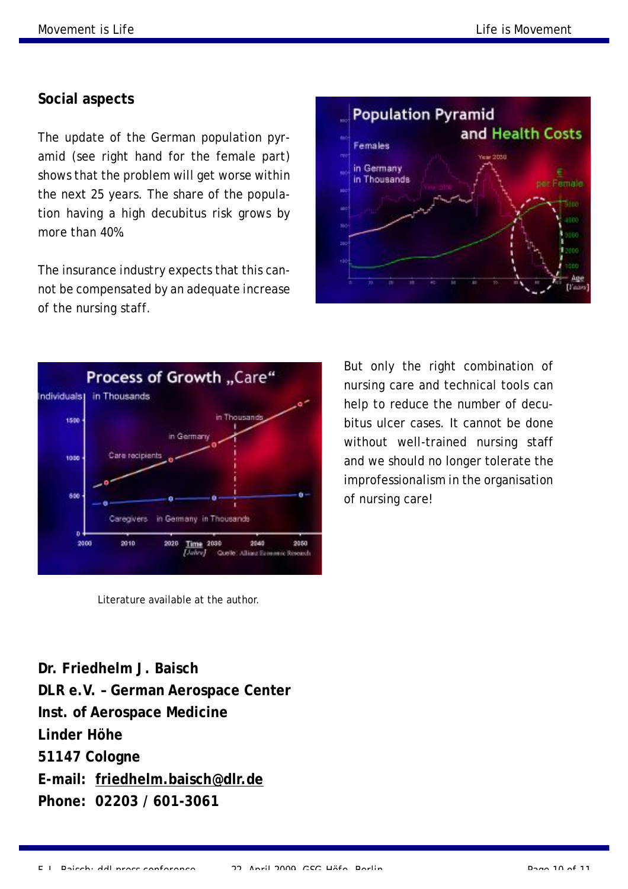## Social aspects

The update of the German population pyramid (see right hand for the female part) shows that the problem will get worse within the next 25 years. The share of the population having a high decubitus risk grows by more than 40%.

The insurance industry expects that this cannot be compensated by an adequate increase of the nursing staff.

But only the right combination of nursing care and technical tools can help to reduce the number of decubitus ulcer cases. It cannot be done without well-trained nursing staff and we should no longer tolerate the improfessionalism in the organisation of nursing care!

Literature available at the author.

**Dr. Friedhelm J. Baisch**
**DLR e.V. – German Aerospace Center**
**Inst. of Aerospace Medicine**
**Linder Höhe**
**51147 Cologne**
**E-mail: friedhelm.baisch@dlr.de**
**Phone: 02203 / 601-3061**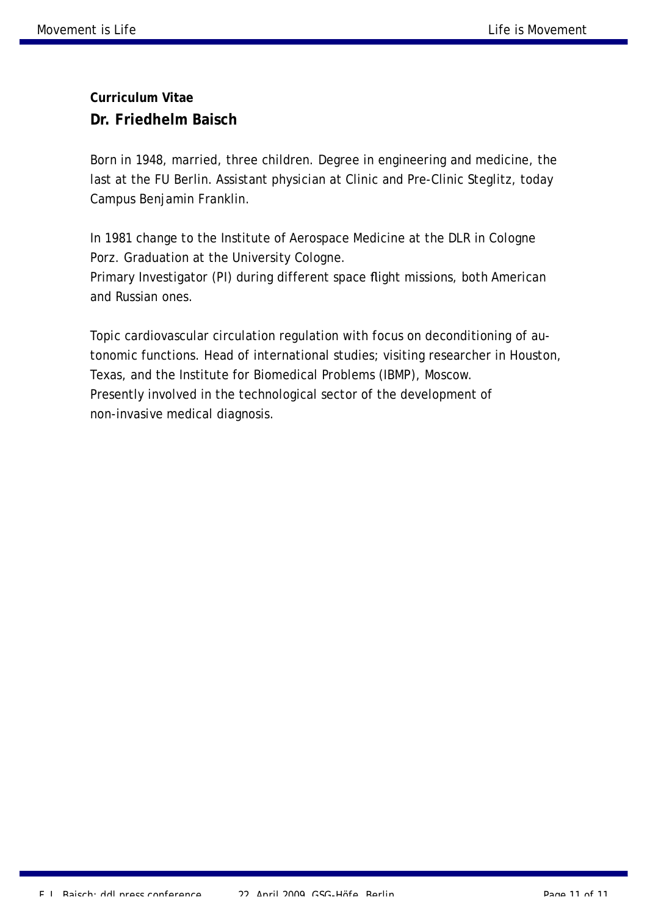**Curriculum Vitae**

## Dr. Friedhelm Baisch

Born in 1948, married, three children. Degree in engineering and medicine, the last at the FU Berlin. Assistant physician at Clinic and Pre-Clinic Steglitz, today Campus Benjamin Franklin.

In 1981 change to the Institute of Aerospace Medicine at the DLR in Cologne Porz. Graduation at the University Cologne.
Primary Investigator (PI) during different space flight missions, both American and Russian ones.

Topic cardiovascular circulation regulation with focus on deconditioning of autonomic functions. Head of international studies; visiting researcher in Houston, Texas, and the Institute for Biomedical Problems (IBMP), Moscow.
Presently involved in the technological sector of the development of non-invasive medical diagnosis.